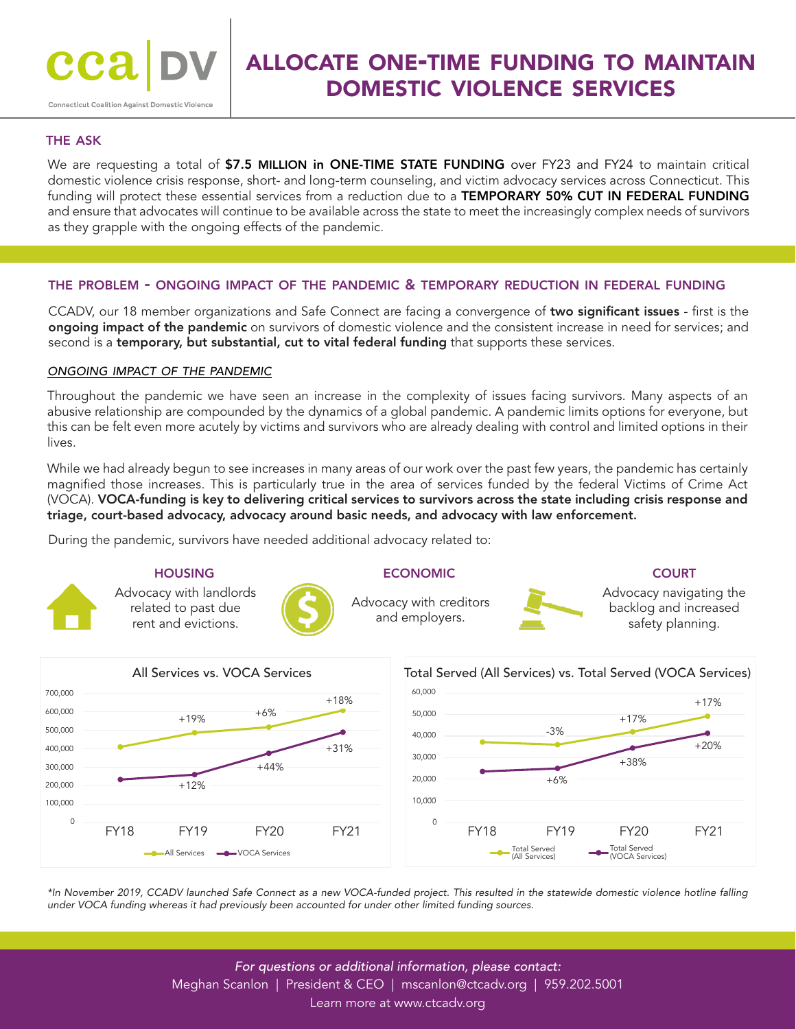**cca|DV**
Connecticut Coalition Against Domestic Violence

# ALLOCATE ONE-TIME FUNDING TO MAINTAIN DOMESTIC VIOLENCE SERVICES

## THE ASK

We are requesting a total of **$7.5 MILLION in ONE-TIME STATE FUNDING** over FY23 and FY24 to maintain critical domestic violence crisis response, short- and long-term counseling, and victim advocacy services across Connecticut. This funding will protect these essential services from a reduction due to a **TEMPORARY 50% CUT IN FEDERAL FUNDING** and ensure that advocates will continue to be available across the state to meet the increasingly complex needs of survivors as they grapple with the ongoing effects of the pandemic.

## THE PROBLEM - ONGOING IMPACT OF THE PANDEMIC & TEMPORARY REDUCTION IN FEDERAL FUNDING

CCADV, our 18 member organizations and Safe Connect are facing a convergence of **two significant issues** - first is the **ongoing impact of the pandemic** on survivors of domestic violence and the consistent increase in need for services; and second is a **temporary, but substantial, cut to vital federal funding** that supports these services.

### *ONGOING IMPACT OF THE PANDEMIC*

Throughout the pandemic we have seen an increase in the complexity of issues facing survivors. Many aspects of an abusive relationship are compounded by the dynamics of a global pandemic. A pandemic limits options for everyone, but this can be felt even more acutely by victims and survivors who are already dealing with control and limited options in their lives.

While we had already begun to see increases in many areas of our work over the past few years, the pandemic has certainly magnified those increases. This is particularly true in the area of services funded by the federal Victims of Crime Act (VOCA). **VOCA-funding is key to delivering critical services to survivors across the state including crisis response and triage, court-based advocacy, advocacy around basic needs, and advocacy with law enforcement.**

During the pandemic, survivors have needed additional advocacy related to:

**HOUSING**
Advocacy with landlords related to past due rent and evictions.

**ECONOMIC**
Advocacy with creditors and employers.

**COURT**
Advocacy navigating the backlog and increased safety planning.

**All Services vs. VOCA Services**

| | FY18 | FY19 | FY20 | FY21 |
|---|---|---|---|---|
| All Services | | +19% | +6% | +18% |
| VOCA Services | | +12% | +44% | +31% |

**Total Served (All Services) vs. Total Served (VOCA Services)**

| | FY18 | FY19 | FY20 | FY21 |
|---|---|---|---|---|
| Total Served (All Services) | | -3% | +17% | +17% |
| Total Served (VOCA Services) | | +6% | +38% | +20% |

*\*In November 2019, CCADV launched Safe Connect as a new VOCA-funded project. This resulted in the statewide domestic violence hotline falling under VOCA funding whereas it had previously been accounted for under other limited funding sources.*

*For questions or additional information, please contact:*
Meghan Scanlon | President & CEO | mscanlon@ctcadv.org | 959.202.5001
Learn more at www.ctcadv.org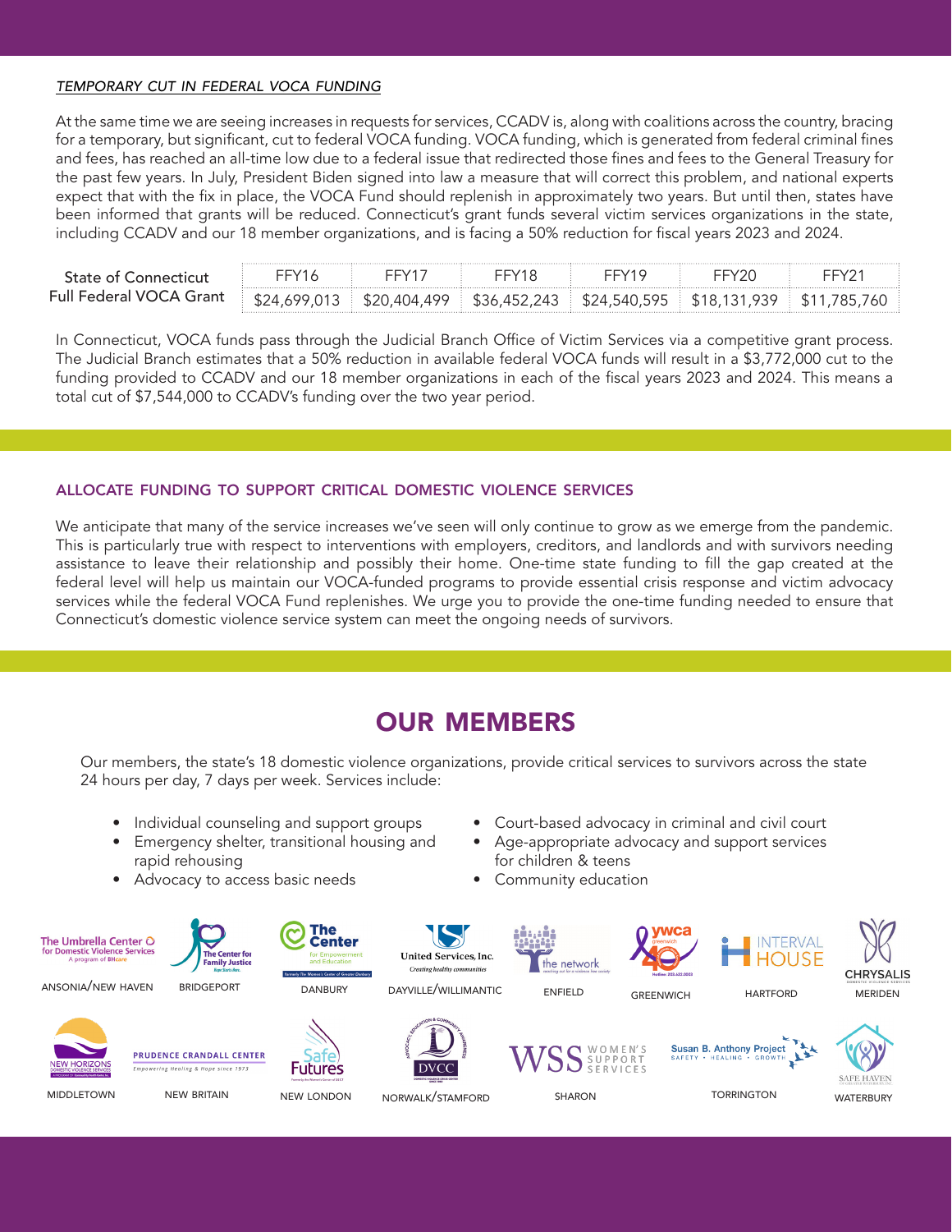*TEMPORARY CUT IN FEDERAL VOCA FUNDING*

At the same time we are seeing increases in requests for services, CCADV is, along with coalitions across the country, bracing for a temporary, but significant, cut to federal VOCA funding. VOCA funding, which is generated from federal criminal fines and fees, has reached an all-time low due to a federal issue that redirected those fines and fees to the General Treasury for the past few years. In July, President Biden signed into law a measure that will correct this problem, and national experts expect that with the fix in place, the VOCA Fund should replenish in approximately two years. But until then, states have been informed that grants will be reduced. Connecticut's grant funds several victim services organizations in the state, including CCADV and our 18 member organizations, and is facing a 50% reduction for fiscal years 2023 and 2024.

| State of Connecticut Full Federal VOCA Grant | FFY16 | FFY17 | FFY18 | FFY19 | FFY20 | FFY21 |
|---|---|---|---|---|---|---|
| | $24,699,013 | $20,404,499 | $36,452,243 | $24,540,595 | $18,131,939 | $11,785,760 |

In Connecticut, VOCA funds pass through the Judicial Branch Office of Victim Services via a competitive grant process. The Judicial Branch estimates that a 50% reduction in available federal VOCA funds will result in a $3,772,000 cut to the funding provided to CCADV and our 18 member organizations in each of the fiscal years 2023 and 2024. This means a total cut of $7,544,000 to CCADV's funding over the two year period.

### ALLOCATE FUNDING TO SUPPORT CRITICAL DOMESTIC VIOLENCE SERVICES

We anticipate that many of the service increases we've seen will only continue to grow as we emerge from the pandemic. This is particularly true with respect to interventions with employers, creditors, and landlords and with survivors needing assistance to leave their relationship and possibly their home. One-time state funding to fill the gap created at the federal level will help us maintain our VOCA-funded programs to provide essential crisis response and victim advocacy services while the federal VOCA Fund replenishes. We urge you to provide the one-time funding needed to ensure that Connecticut's domestic violence service system can meet the ongoing needs of survivors.

## OUR MEMBERS

Our members, the state's 18 domestic violence organizations, provide critical services to survivors across the state 24 hours per day, 7 days per week. Services include:

- Individual counseling and support groups
- Emergency shelter, transitional housing and rapid rehousing
- Advocacy to access basic needs
- Court-based advocacy in criminal and civil court
- Age-appropriate advocacy and support services for children & teens
- Community education

The Umbrella Center for Domestic Violence Services – ANSONIA/NEW HAVEN

The Center for Family Justice – BRIDGEPORT

The Center for Empowerment and Education – DANBURY

United Services, Inc. – DAYVILLE/WILLIMANTIC

the network – ENFIELD

ywca greenwich – GREENWICH

Interval House – HARTFORD

Chrysalis Domestic Violence Services – MERIDEN

New Horizons Domestic Violence Services – MIDDLETOWN

Prudence Crandall Center – NEW BRITAIN

Safe Futures – NEW LONDON

DVCC – NORWALK/STAMFORD

WSS Women's Support Services – SHARON

Susan B. Anthony Project – TORRINGTON

Safe Haven – WATERBURY